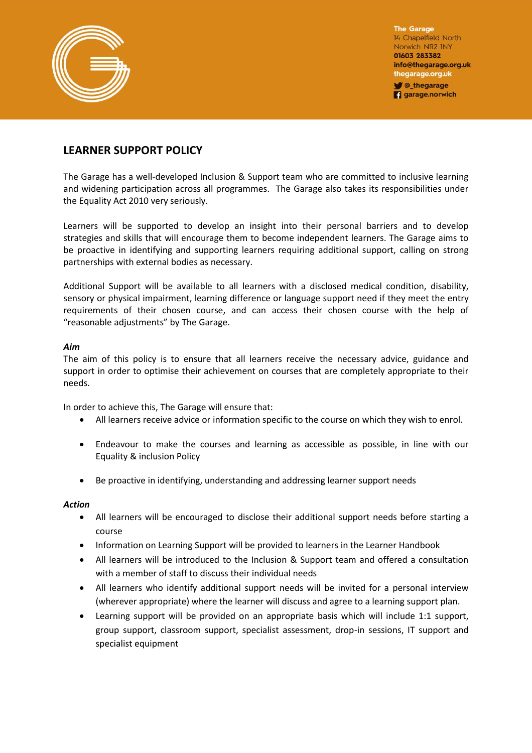The Garage
14 Chapelfield North
Norwich NR2 1NY
**01603 283382**
**info@thegarage.org.uk**
**thegarage.org.uk**
@_thegarage
garage.norwich

# LEARNER SUPPORT POLICY

The Garage has a well-developed Inclusion & Support team who are committed to inclusive learning and widening participation across all programmes. The Garage also takes its responsibilities under the Equality Act 2010 very seriously.

Learners will be supported to develop an insight into their personal barriers and to develop strategies and skills that will encourage them to become independent learners. The Garage aims to be proactive in identifying and supporting learners requiring additional support, calling on strong partnerships with external bodies as necessary.

Additional Support will be available to all learners with a disclosed medical condition, disability, sensory or physical impairment, learning difference or language support need if they meet the entry requirements of their chosen course, and can access their chosen course with the help of "reasonable adjustments" by The Garage.

***Aim***

The aim of this policy is to ensure that all learners receive the necessary advice, guidance and support in order to optimise their achievement on courses that are completely appropriate to their needs.

In order to achieve this, The Garage will ensure that:

- All learners receive advice or information specific to the course on which they wish to enrol.
- Endeavour to make the courses and learning as accessible as possible, in line with our Equality & inclusion Policy
- Be proactive in identifying, understanding and addressing learner support needs

***Action***

- All learners will be encouraged to disclose their additional support needs before starting a course
- Information on Learning Support will be provided to learners in the Learner Handbook
- All learners will be introduced to the Inclusion & Support team and offered a consultation with a member of staff to discuss their individual needs
- All learners who identify additional support needs will be invited for a personal interview (wherever appropriate) where the learner will discuss and agree to a learning support plan.
- Learning support will be provided on an appropriate basis which will include 1:1 support, group support, classroom support, specialist assessment, drop-in sessions, IT support and specialist equipment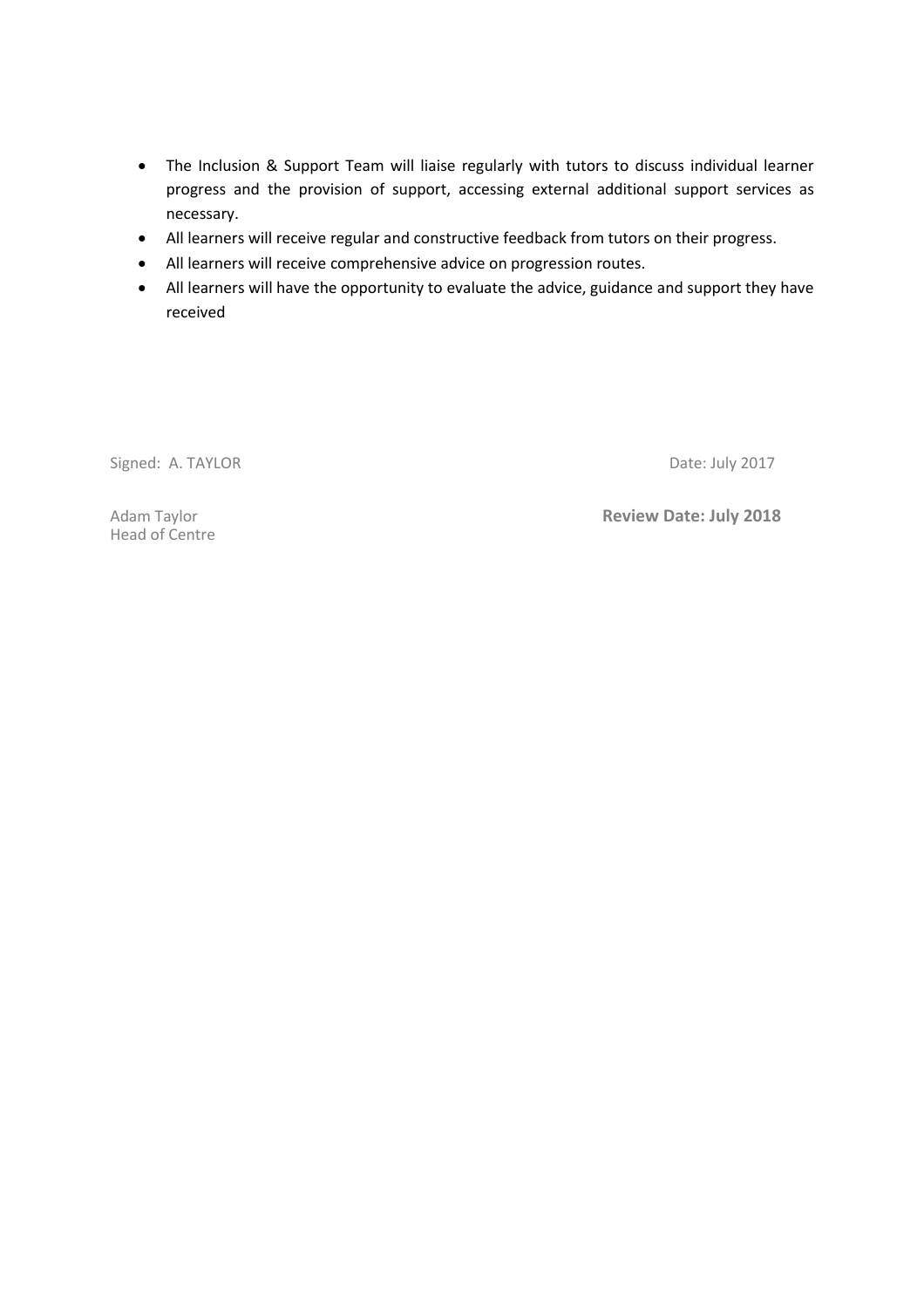- The Inclusion & Support Team will liaise regularly with tutors to discuss individual learner progress and the provision of support, accessing external additional support services as necessary.
- All learners will receive regular and constructive feedback from tutors on their progress.
- All learners will receive comprehensive advice on progression routes.
- All learners will have the opportunity to evaluate the advice, guidance and support they have received

Signed: A. TAYLOR

Date: July 2017

Adam Taylor
Head of Centre

**Review Date: July 2018**